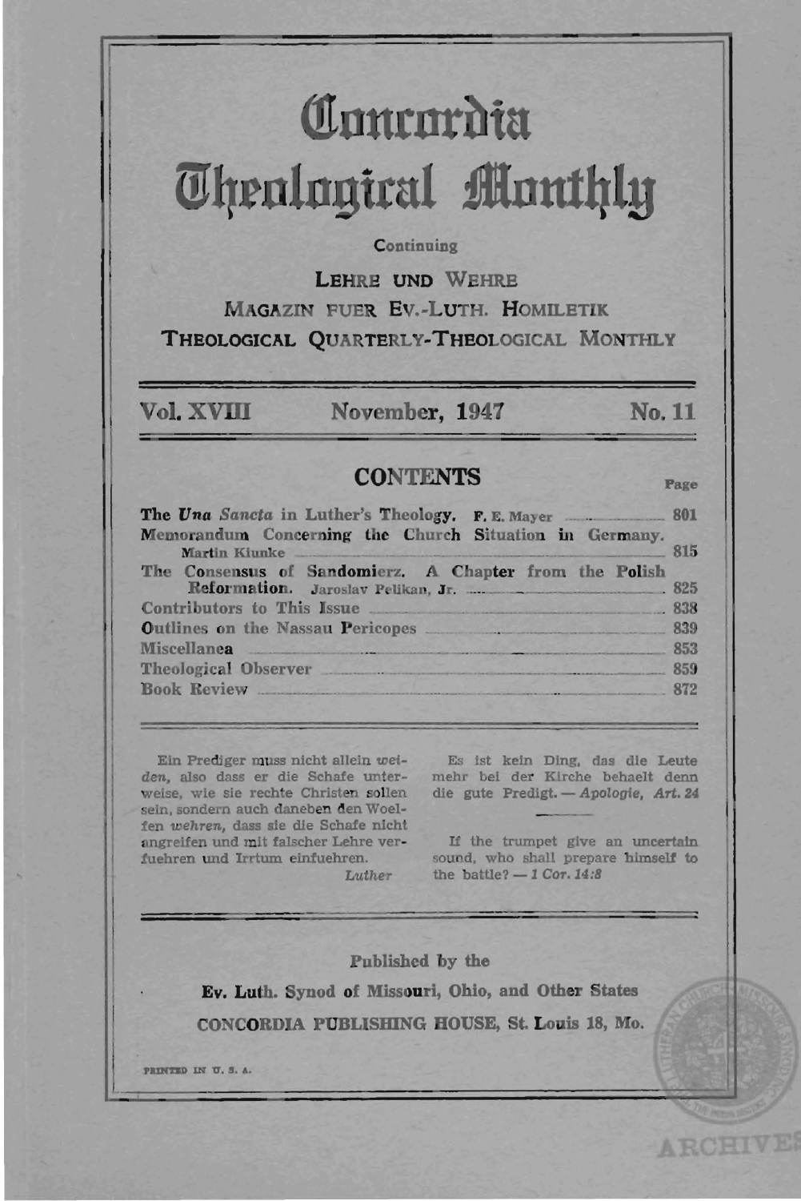# Concordia Theological Monthly

Continuing

LEHRE UND WEHRE
MAGAZIN FUER EV.-LUTH. HOMILETIK
THEOLOGICAL QUARTERLY-THEOLOGICAL MONTHLY

Vol. XVIII November, 1947 No. 11

## CONTENTS

| | Page |
|---|---|
| The *Una Sancta* in Luther's Theology. F. E. Mayer | 801 |
| Memorandum Concerning the Church Situation in Germany. Martin Kiunke | 815 |
| The Consensus of Sandomierz. A Chapter from the Polish Reformation. Jaroslav Pelikan, Jr. | 825 |
| Contributors to This Issue | 838 |
| Outlines on the Nassau Pericopes | 839 |
| Miscellanea | 853 |
| Theological Observer | 859 |
| Book Review | 872 |

Ein Prediger muss nicht allein *weiden*, also dass er die Schafe unterweise, wie sie rechte Christen sollen sein, sondern auch daneben den Woelfen *wehren*, dass sie die Schafe nicht angreifen und mit falscher Lehre verfuehren und Irrtum einfuehren.
*Luther*

Es ist kein Ding, das die Leute mehr bei der Kirche behaelt denn die gute Predigt. — *Apologie, Art. 24*

If the trumpet give an uncertain sound, who shall prepare himself to the battle? — *1 Cor. 14:8*

Published by the
Ev. Luth. Synod of Missouri, Ohio, and Other States
CONCORDIA PUBLISHING HOUSE, St. Louis 18, Mo.

PRINTED IN U. S. A.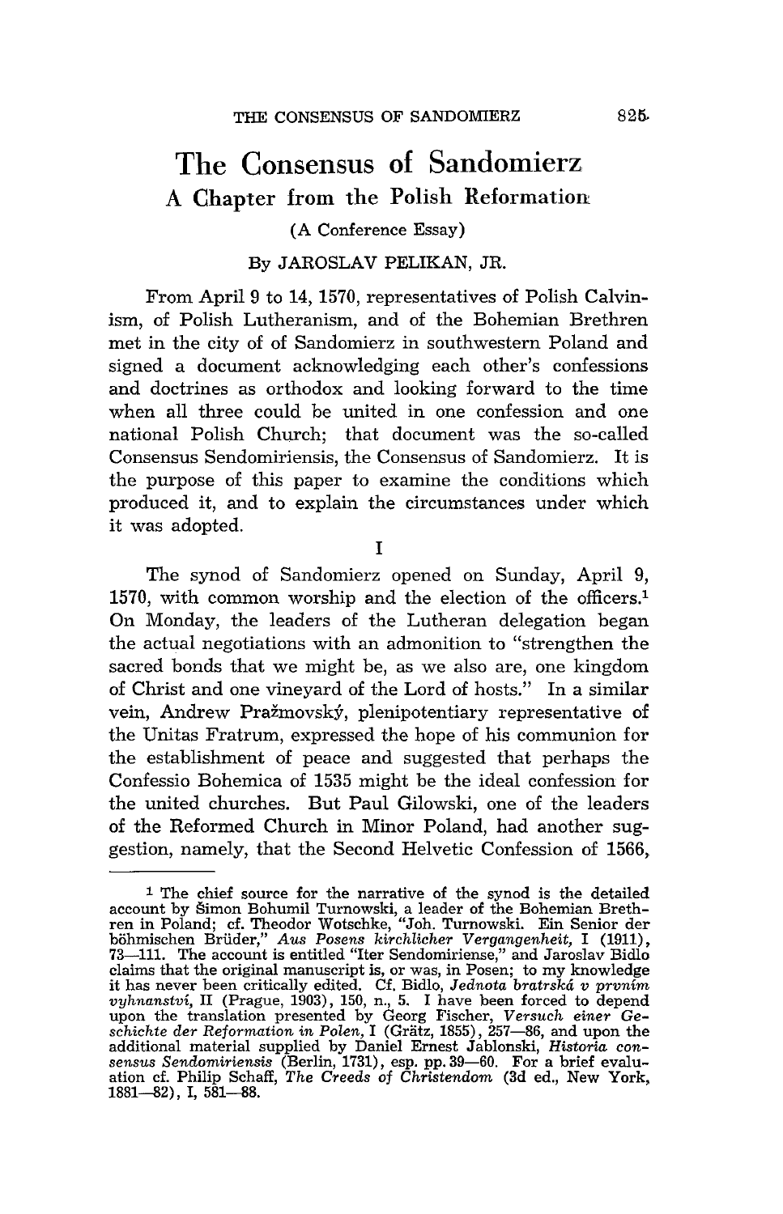# The Consensus of Sandomierz

## A Chapter from the Polish Reformation

(A Conference Essay)

By JAROSLAV PELIKAN, JR.

From April 9 to 14, 1570, representatives of Polish Calvinism, of Polish Lutheranism, and of the Bohemian Brethren met in the city of of Sandomierz in southwestern Poland and signed a document acknowledging each other's confessions and doctrines as orthodox and looking forward to the time when all three could be united in one confession and one national Polish Church; that document was the so-called Consensus Sendomiriensis, the Consensus of Sandomierz. It is the purpose of this paper to examine the conditions which produced it, and to explain the circumstances under which it was adopted.

I

The synod of Sandomierz opened on Sunday, April 9, 1570, with common worship and the election of the officers.[1] On Monday, the leaders of the Lutheran delegation began the actual negotiations with an admonition to "strengthen the sacred bonds that we might be, as we also are, one kingdom of Christ and one vineyard of the Lord of hosts." In a similar vein, Andrew Pražmovský, plenipotentiary representative of the Unitas Fratrum, expressed the hope of his communion for the establishment of peace and suggested that perhaps the Confessio Bohemica of 1535 might be the ideal confession for the united churches. But Paul Gilowski, one of the leaders of the Reformed Church in Minor Poland, had another suggestion, namely, that the Second Helvetic Confession of 1566,

---

[1] The chief source for the narrative of the synod is the detailed account by Šimon Bohumil Turnowski, a leader of the Bohemian Brethren in Poland; cf. Theodor Wotschke, "Joh. Turnowski. Ein Senior der böhmischen Brüder," *Aus Posens kirchlicher Vergangenheit*, I (1911), 73—111. The account is entitled "Iter Sendomiriense," and Jaroslav Bidlo claims that the original manuscript is, or was, in Posen; to my knowledge it has never been critically edited. Cf. Bidlo, *Jednota bratrská v prvním vyhnanství*, II (Prague, 1903), 150, n., 5. I have been forced to depend upon the translation presented by Georg Fischer, *Versuch einer Geschichte der Reformation in Polen*, I (Grätz, 1855), 257—86, and upon the additional material supplied by Daniel Ernest Jablonski, *Historia consensus Sendomiriensis* (Berlin, 1731), esp. pp. 39—60. For a brief evaluation cf. Philip Schaff, *The Creeds of Christendom* (3d ed., New York, 1881—82), I, 581—88.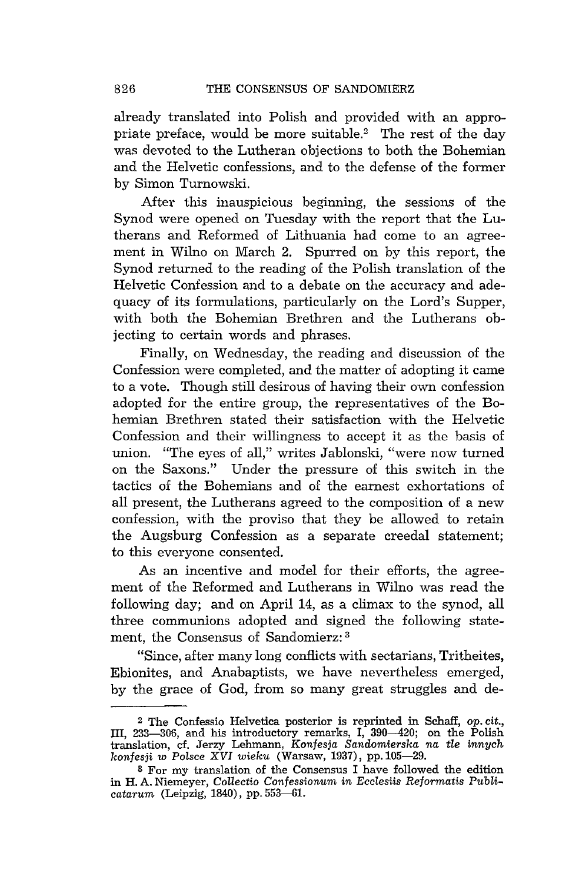already translated into Polish and provided with an appropriate preface, would be more suitable.[2] The rest of the day was devoted to the Lutheran objections to both the Bohemian and the Helvetic confessions, and to the defense of the former by Simon Turnowski.

After this inauspicious beginning, the sessions of the Synod were opened on Tuesday with the report that the Lutherans and Reformed of Lithuania had come to an agreement in Wilno on March 2. Spurred on by this report, the Synod returned to the reading of the Polish translation of the Helvetic Confession and to a debate on the accuracy and adequacy of its formulations, particularly on the Lord's Supper, with both the Bohemian Brethren and the Lutherans objecting to certain words and phrases.

Finally, on Wednesday, the reading and discussion of the Confession were completed, and the matter of adopting it came to a vote. Though still desirous of having their own confession adopted for the entire group, the representatives of the Bohemian Brethren stated their satisfaction with the Helvetic Confession and their willingness to accept it as the basis of union. "The eyes of all," writes Jablonski, "were now turned on the Saxons." Under the pressure of this switch in the tactics of the Bohemians and of the earnest exhortations of all present, the Lutherans agreed to the composition of a new confession, with the proviso that they be allowed to retain the Augsburg Confession as a separate creedal statement; to this everyone consented.

As an incentive and model for their efforts, the agreement of the Reformed and Lutherans in Wilno was read the following day; and on April 14, as a climax to the synod, all three communions adopted and signed the following statement, the Consensus of Sandomierz:[3]

"Since, after many long conflicts with sectarians, Tritheites, Ebionites, and Anabaptists, we have nevertheless emerged, by the grace of God, from so many great struggles and de-

---

[2] The Confessio Helvetica posterior is reprinted in Schaff, *op. cit.*, III, 233—306, and his introductory remarks, I, 390—420; on the Polish translation, cf. Jerzy Lehmann, *Konfesja Sandomierska na tle innych konfesji w Polsce XVI wieku* (Warsaw, 1937), pp. 105—29.

[3] For my translation of the Consensus I have followed the edition in H. A. Niemeyer, *Collectio Confessionum in Ecclesiis Reformatis Publicatarum* (Leipzig, 1840), pp. 553—61.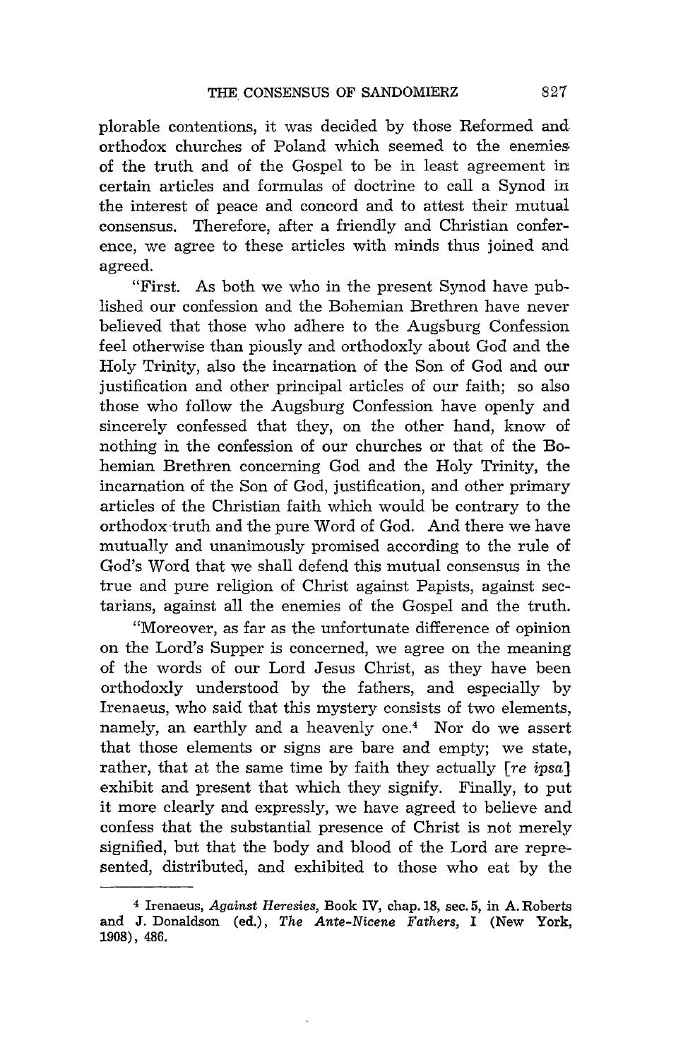plorable contentions, it was decided by those Reformed and orthodox churches of Poland which seemed to the enemies of the truth and of the Gospel to be in least agreement in certain articles and formulas of doctrine to call a Synod in the interest of peace and concord and to attest their mutual consensus. Therefore, after a friendly and Christian conference, we agree to these articles with minds thus joined and agreed.

"First. As both we who in the present Synod have published our confession and the Bohemian Brethren have never believed that those who adhere to the Augsburg Confession feel otherwise than piously and orthodoxly about God and the Holy Trinity, also the incarnation of the Son of God and our justification and other principal articles of our faith; so also those who follow the Augsburg Confession have openly and sincerely confessed that they, on the other hand, know of nothing in the confession of our churches or that of the Bohemian Brethren concerning God and the Holy Trinity, the incarnation of the Son of God, justification, and other primary articles of the Christian faith which would be contrary to the orthodox truth and the pure Word of God. And there we have mutually and unanimously promised according to the rule of God's Word that we shall defend this mutual consensus in the true and pure religion of Christ against Papists, against sectarians, against all the enemies of the Gospel and the truth.

"Moreover, as far as the unfortunate difference of opinion on the Lord's Supper is concerned, we agree on the meaning of the words of our Lord Jesus Christ, as they have been orthodoxly understood by the fathers, and especially by Irenaeus, who said that this mystery consists of two elements, namely, an earthly and a heavenly one.[4] Nor do we assert that those elements or signs are bare and empty; we state, rather, that at the same time by faith they actually [*re ipsa*] exhibit and present that which they signify. Finally, to put it more clearly and expressly, we have agreed to believe and confess that the substantial presence of Christ is not merely signified, but that the body and blood of the Lord are represented, distributed, and exhibited to those who eat by the

---

[4] Irenaeus, *Against Heresies*, Book IV, chap. 18, sec. 5, in A. Roberts and J. Donaldson (ed.), *The Ante-Nicene Fathers*, I (New York, 1908), 486.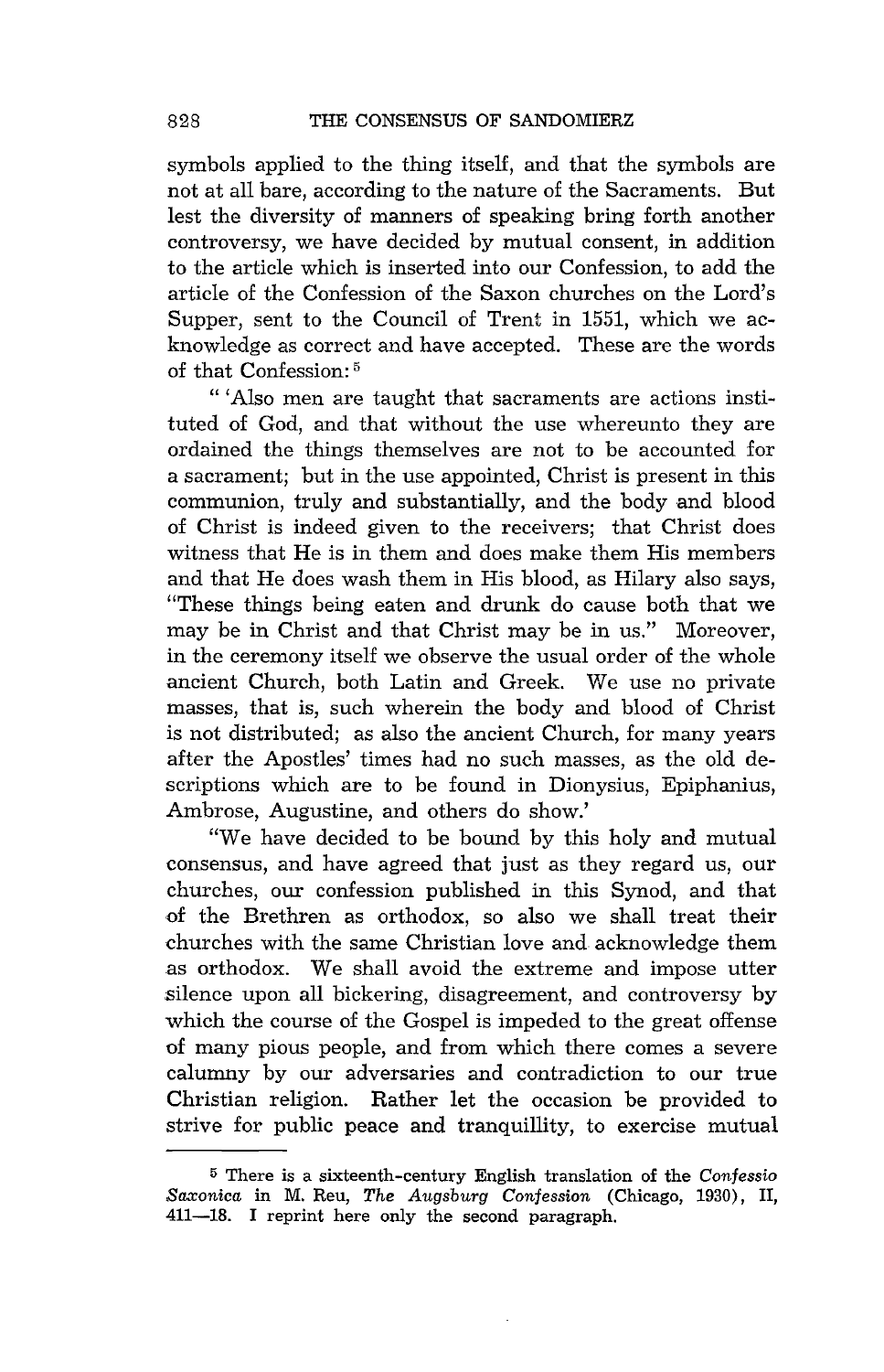symbols applied to the thing itself, and that the symbols are not at all bare, according to the nature of the Sacraments. But lest the diversity of manners of speaking bring forth another controversy, we have decided by mutual consent, in addition to the article which is inserted into our Confession, to add the article of the Confession of the Saxon churches on the Lord's Supper, sent to the Council of Trent in 1551, which we acknowledge as correct and have accepted. These are the words of that Confession:[5]

" 'Also men are taught that sacraments are actions instituted of God, and that without the use whereunto they are ordained the things themselves are not to be accounted for a sacrament; but in the use appointed, Christ is present in this communion, truly and substantially, and the body and blood of Christ is indeed given to the receivers; that Christ does witness that He is in them and does make them His members and that He does wash them in His blood, as Hilary also says, "These things being eaten and drunk do cause both that we may be in Christ and that Christ may be in us." Moreover, in the ceremony itself we observe the usual order of the whole ancient Church, both Latin and Greek. We use no private masses, that is, such wherein the body and blood of Christ is not distributed; as also the ancient Church, for many years after the Apostles' times had no such masses, as the old descriptions which are to be found in Dionysius, Epiphanius, Ambrose, Augustine, and others do show.'

"We have decided to be bound by this holy and mutual consensus, and have agreed that just as they regard us, our churches, our confession published in this Synod, and that of the Brethren as orthodox, so also we shall treat their churches with the same Christian love and acknowledge them as orthodox. We shall avoid the extreme and impose utter silence upon all bickering, disagreement, and controversy by which the course of the Gospel is impeded to the great offense of many pious people, and from which there comes a severe calumny by our adversaries and contradiction to our true Christian religion. Rather let the occasion be provided to strive for public peace and tranquillity, to exercise mutual

---

[5] There is a sixteenth-century English translation of the *Confessio Saxonica* in M. Reu, *The Augsburg Confession* (Chicago, 1930), II, 411—18. I reprint here only the second paragraph.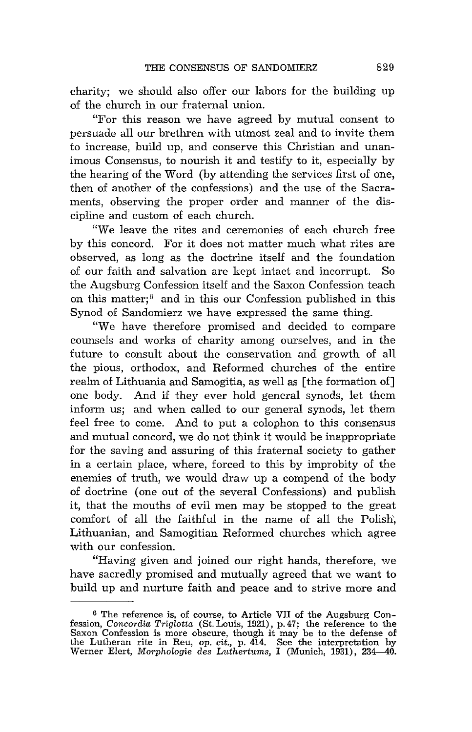charity; we should also offer our labors for the building up of the church in our fraternal union.

"For this reason we have agreed by mutual consent to persuade all our brethren with utmost zeal and to invite them to increase, build up, and conserve this Christian and unanimous Consensus, to nourish it and testify to it, especially by the hearing of the Word (by attending the services first of one, then of another of the confessions) and the use of the Sacraments, observing the proper order and manner of the discipline and custom of each church.

"We leave the rites and ceremonies of each church free by this concord. For it does not matter much what rites are observed, as long as the doctrine itself and the foundation of our faith and salvation are kept intact and incorrupt. So the Augsburg Confession itself and the Saxon Confession teach on this matter;[6] and in this our Confession published in this Synod of Sandomierz we have expressed the same thing.

"We have therefore promised and decided to compare counsels and works of charity among ourselves, and in the future to consult about the conservation and growth of all the pious, orthodox, and Reformed churches of the entire realm of Lithuania and Samogitia, as well as [the formation of] one body. And if they ever hold general synods, let them inform us; and when called to our general synods, let them feel free to come. And to put a colophon to this consensus and mutual concord, we do not think it would be inappropriate for the saving and assuring of this fraternal society to gather in a certain place, where, forced to this by improbity of the enemies of truth, we would draw up a compend of the body of doctrine (one out of the several Confessions) and publish it, that the mouths of evil men may be stopped to the great comfort of all the faithful in the name of all the Polish, Lithuanian, and Samogitian Reformed churches which agree with our confession.

"Having given and joined our right hands, therefore, we have sacredly promised and mutually agreed that we want to build up and nurture faith and peace and to strive more and

---

[6] The reference is, of course, to Article VII of the Augsburg Confession, *Concordia Triglotta* (St. Louis, 1921), p. 47; the reference to the Saxon Confession is more obscure, though it may be to the defense of the Lutheran rite in Reu, *op. cit.*, p. 414. See the interpretation by Werner Elert, *Morphologie des Luthertums*, I (Munich, 1931), 234—40.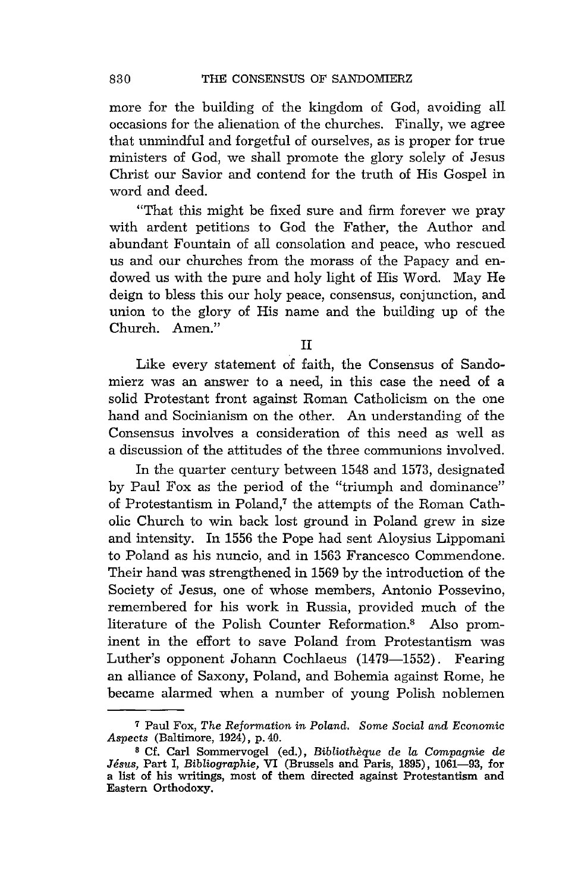more for the building of the kingdom of God, avoiding all occasions for the alienation of the churches. Finally, we agree that unmindful and forgetful of ourselves, as is proper for true ministers of God, we shall promote the glory solely of Jesus Christ our Savior and contend for the truth of His Gospel in word and deed.

"That this might be fixed sure and firm forever we pray with ardent petitions to God the Father, the Author and abundant Fountain of all consolation and peace, who rescued us and our churches from the morass of the Papacy and endowed us with the pure and holy light of His Word. May He deign to bless this our holy peace, consensus, conjunction, and union to the glory of His name and the building up of the Church. Amen."

## II

Like every statement of faith, the Consensus of Sandomierz was an answer to a need, in this case the need of a solid Protestant front against Roman Catholicism on the one hand and Socinianism on the other. An understanding of the Consensus involves a consideration of this need as well as a discussion of the attitudes of the three communions involved.

In the quarter century between 1548 and 1573, designated by Paul Fox as the period of the "triumph and dominance" of Protestantism in Poland,[7] the attempts of the Roman Catholic Church to win back lost ground in Poland grew in size and intensity. In 1556 the Pope had sent Aloysius Lippomani to Poland as his nuncio, and in 1563 Francesco Commendone. Their hand was strengthened in 1569 by the introduction of the Society of Jesus, one of whose members, Antonio Possevino, remembered for his work in Russia, provided much of the literature of the Polish Counter Reformation.[8] Also prominent in the effort to save Poland from Protestantism was Luther's opponent Johann Cochlaeus (1479—1552). Fearing an alliance of Saxony, Poland, and Bohemia against Rome, he became alarmed when a number of young Polish noblemen

---

[7] Paul Fox, *The Reformation in Poland. Some Social and Economic Aspects* (Baltimore, 1924), p. 40.

[8] Cf. Carl Sommervogel (ed.), *Bibliothèque de la Compagnie de Jésus*, Part I, *Bibliographie*, VI (Brussels and Paris, 1895), 1061—93, for a list of his writings, most of them directed against Protestantism and Eastern Orthodoxy.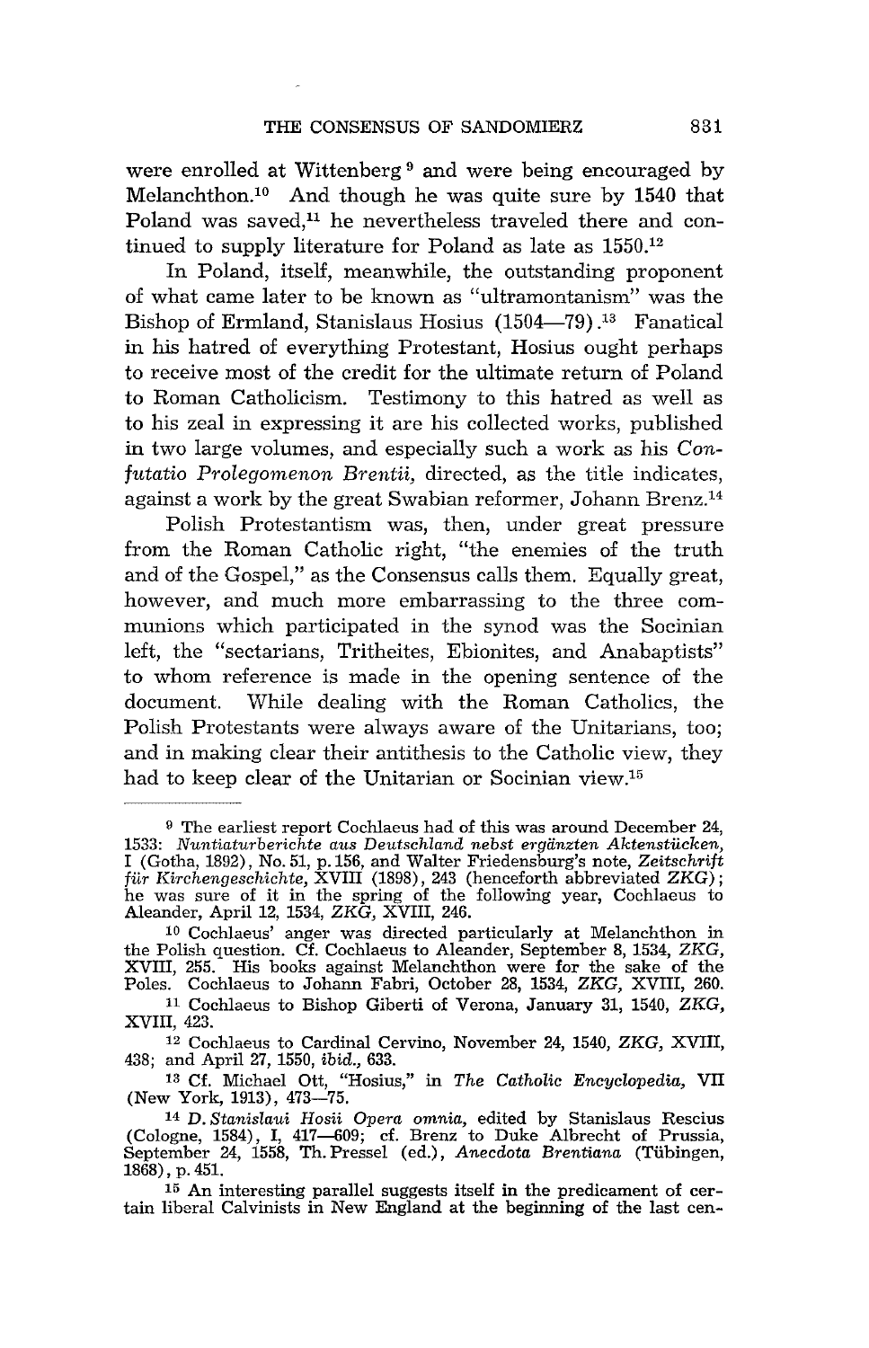were enrolled at Wittenberg [9] and were being encouraged by Melanchthon.[10] And though he was quite sure by 1540 that Poland was saved,[11] he nevertheless traveled there and continued to supply literature for Poland as late as 1550.[12]

In Poland, itself, meanwhile, the outstanding proponent of what came later to be known as "ultramontanism" was the Bishop of Ermland, Stanislaus Hosius (1504—79).[13] Fanatical in his hatred of everything Protestant, Hosius ought perhaps to receive most of the credit for the ultimate return of Poland to Roman Catholicism. Testimony to this hatred as well as to his zeal in expressing it are his collected works, published in two large volumes, and especially such a work as his *Confutatio Prolegomenon Brentii*, directed, as the title indicates, against a work by the great Swabian reformer, Johann Brenz.[14]

Polish Protestantism was, then, under great pressure from the Roman Catholic right, "the enemies of the truth and of the Gospel," as the Consensus calls them. Equally great, however, and much more embarrassing to the three communions which participated in the synod was the Socinian left, the "sectarians, Tritheites, Ebionites, and Anabaptists" to whom reference is made in the opening sentence of the document. While dealing with the Roman Catholics, the Polish Protestants were always aware of the Unitarians, too; and in making clear their antithesis to the Catholic view, they had to keep clear of the Unitarian or Socinian view.[15]

---

[9] The earliest report Cochlaeus had of this was around December 24, 1533: *Nuntiaturberichte aus Deutschland nebst ergänzten Aktenstücken*, I (Gotha, 1892), No. 51, p. 156, and Walter Friedensburg's note, *Zeitschrift für Kirchengeschichte*, XVIII (1898), 243 (henceforth abbreviated *ZKG*); he was sure of it in the spring of the following year, Cochlaeus to Aleander, April 12, 1534, *ZKG*, XVIII, 246.

[10] Cochlaeus' anger was directed particularly at Melanchthon in the Polish question. Cf. Cochlaeus to Aleander, September 8, 1534, *ZKG*, XVIII, 255. His books against Melanchthon were for the sake of the Poles. Cochlaeus to Johann Fabri, October 28, 1534, *ZKG*, XVIII, 260.

[11] Cochlaeus to Bishop Giberti of Verona, January 31, 1540, *ZKG*, XVIII, 423.

[12] Cochlaeus to Cardinal Cervino, November 24, 1540, *ZKG*, XVIII, 438; and April 27, 1550, *ibid.*, 633.

[13] Cf. Michael Ott, "Hosius," in *The Catholic Encyclopedia*, VII (New York, 1913), 473—75.

[14] *D. Stanislaui Hosii Opera omnia*, edited by Stanislaus Rescius (Cologne, 1584), I, 417—609; cf. Brenz to Duke Albrecht of Prussia, September 24, 1558, Th. Pressel (ed.), *Anecdota Brentiana* (Tübingen, 1868), p. 451.

[15] An interesting parallel suggests itself in the predicament of certain liberal Calvinists in New England at the beginning of the last cen-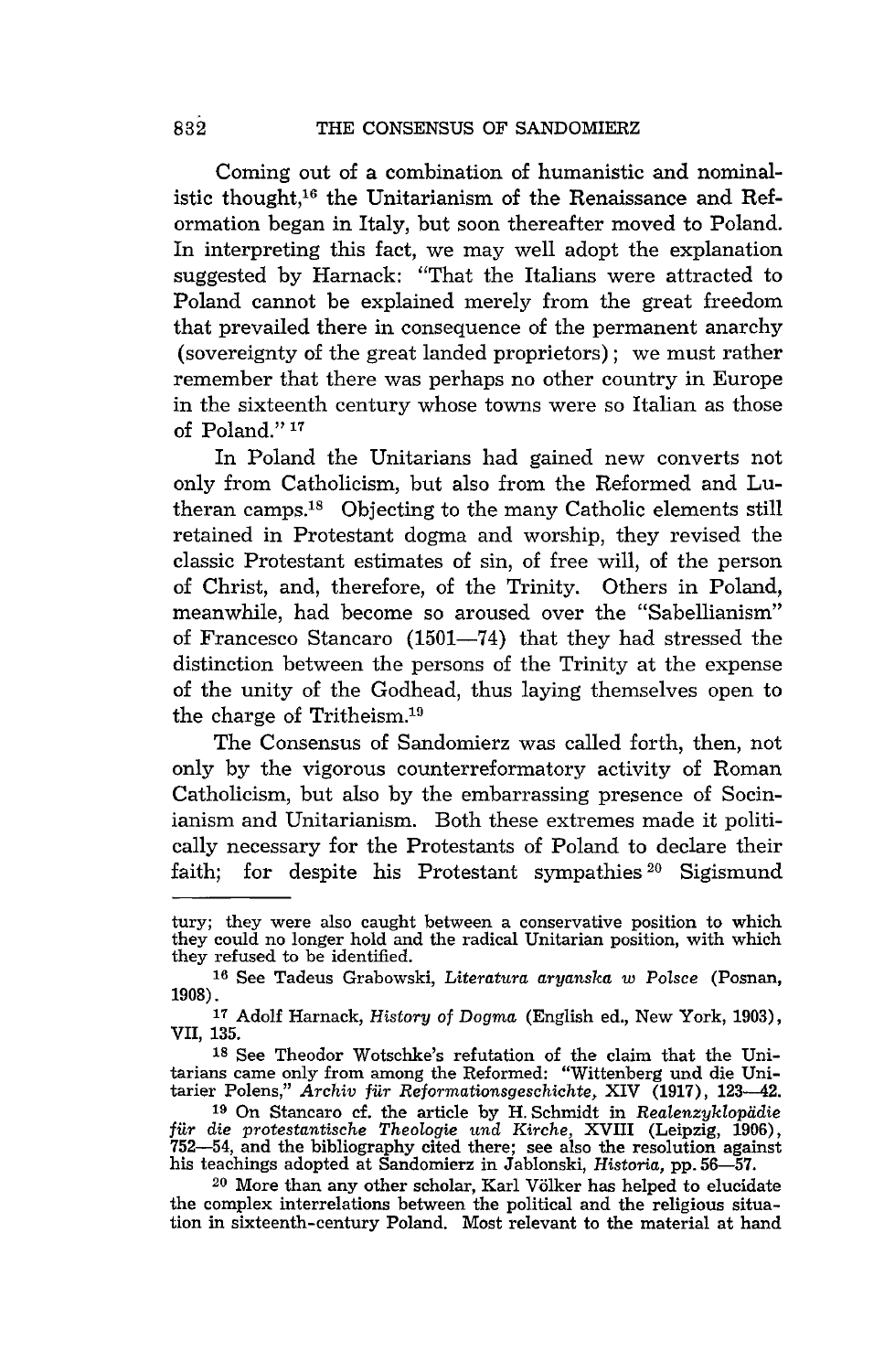Coming out of a combination of humanistic and nominalistic thought,[16] the Unitarianism of the Renaissance and Reformation began in Italy, but soon thereafter moved to Poland. In interpreting this fact, we may well adopt the explanation suggested by Harnack: "That the Italians were attracted to Poland cannot be explained merely from the great freedom that prevailed there in consequence of the permanent anarchy (sovereignty of the great landed proprietors); we must rather remember that there was perhaps no other country in Europe in the sixteenth century whose towns were so Italian as those of Poland." [17]

In Poland the Unitarians had gained new converts not only from Catholicism, but also from the Reformed and Lutheran camps.[18] Objecting to the many Catholic elements still retained in Protestant dogma and worship, they revised the classic Protestant estimates of sin, of free will, of the person of Christ, and, therefore, of the Trinity. Others in Poland, meanwhile, had become so aroused over the "Sabellianism" of Francesco Stancaro (1501—74) that they had stressed the distinction between the persons of the Trinity at the expense of the unity of the Godhead, thus laying themselves open to the charge of Tritheism.[19]

The Consensus of Sandomierz was called forth, then, not only by the vigorous counterreformatory activity of Roman Catholicism, but also by the embarrassing presence of Socinianism and Unitarianism. Both these extremes made it politically necessary for the Protestants of Poland to declare their faith; for despite his Protestant sympathies [20] Sigismund

---

tury; they were also caught between a conservative position to which they could no longer hold and the radical Unitarian position, with which they refused to be identified.

[16] See Tadeus Grabowski, *Literatura aryanska w Polsce* (Posnan, 1908).

[17] Adolf Harnack, *History of Dogma* (English ed., New York, 1903), VII, 135.

[18] See Theodor Wotschke's refutation of the claim that the Unitarians came only from among the Reformed: "Wittenberg und die Unitarier Polens," *Archiv für Reformationsgeschichte*, XIV (1917), 123—42.

[19] On Stancaro cf. the article by H. Schmidt in *Realenzyklopädie für die protestantische Theologie und Kirche*, XVIII (Leipzig, 1906), 752—54, and the bibliography cited there; see also the resolution against his teachings adopted at Sandomierz in Jablonski, *Historia*, pp. 56—57.

[20] More than any other scholar, Karl Völker has helped to elucidate the complex interrelations between the political and the religious situation in sixteenth-century Poland. Most relevant to the material at hand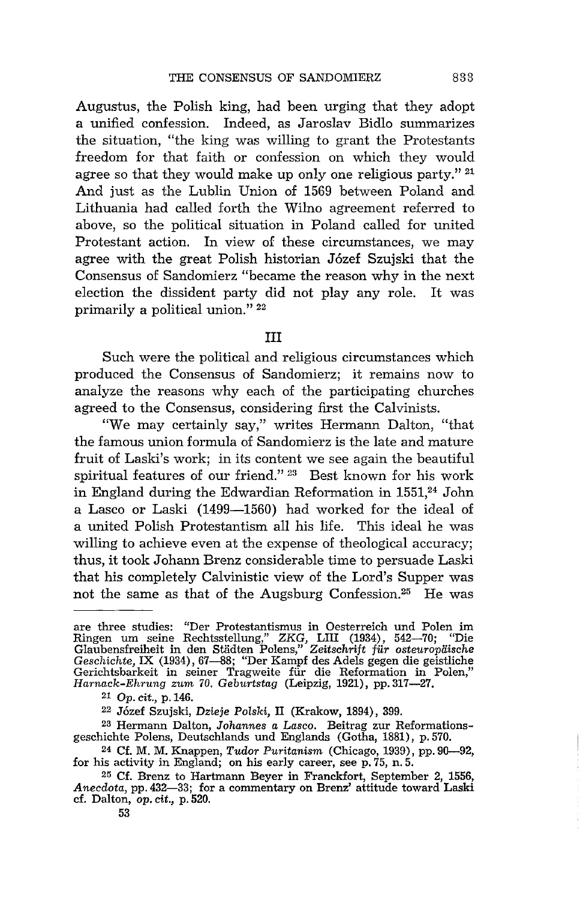Augustus, the Polish king, had been urging that they adopt a unified confession. Indeed, as Jaroslav Bidlo summarizes the situation, "the king was willing to grant the Protestants freedom for that faith or confession on which they would agree so that they would make up only one religious party." [21] And just as the Lublin Union of 1569 between Poland and Lithuania had called forth the Wilno agreement referred to above, so the political situation in Poland called for united Protestant action. In view of these circumstances, we may agree with the great Polish historian Józef Szujski that the Consensus of Sandomierz "became the reason why in the next election the dissident party did not play any role. It was primarily a political union." [22]

## III

Such were the political and religious circumstances which produced the Consensus of Sandomierz; it remains now to analyze the reasons why each of the participating churches agreed to the Consensus, considering first the Calvinists.

"We may certainly say," writes Hermann Dalton, "that the famous union formula of Sandomierz is the late and mature fruit of Laski's work; in its content we see again the beautiful spiritual features of our friend." [23] Best known for his work in England during the Edwardian Reformation in 1551,[24] John a Lasco or Laski (1499—1560) had worked for the ideal of a united Polish Protestantism all his life. This ideal he was willing to achieve even at the expense of theological accuracy; thus, it took Johann Brenz considerable time to persuade Laski that his completely Calvinistic view of the Lord's Supper was not the same as that of the Augsburg Confession.[25] He was

---

are three studies: "Der Protestantismus in Oesterreich und Polen im Ringen um seine Rechtsstellung," *ZKG*, LIII (1934), 542—70; "Die Glaubensfreiheit in den Städten Polens," *Zeitschrift für osteuropäische Geschichte*, IX (1934), 67—88; "Der Kampf des Adels gegen die geistliche Gerichtsbarkeit in seiner Tragweite für die Reformation in Polen," *Harnack-Ehrung zum 70. Geburtstag* (Leipzig, 1921), pp. 317—27.

[21] *Op. cit.*, p. 146.

[22] Józef Szujski, *Dzieje Polski*, II (Krakow, 1894), 399.

[23] Hermann Dalton, *Johannes a Lasco*. Beitrag zur Reformationsgeschichte Polens, Deutschlands und Englands (Gotha, 1881), p. 570.

[24] Cf. M. M. Knappen, *Tudor Puritanism* (Chicago, 1939), pp. 90—92, for his activity in England; on his early career, see p. 75, n. 5.

[25] Cf. Brenz to Hartmann Beyer in Franckfort, September 2, 1556, *Anecdota*, pp. 432—33; for a commentary on Brenz' attitude toward Laski cf. Dalton, *op. cit.*, p. 520.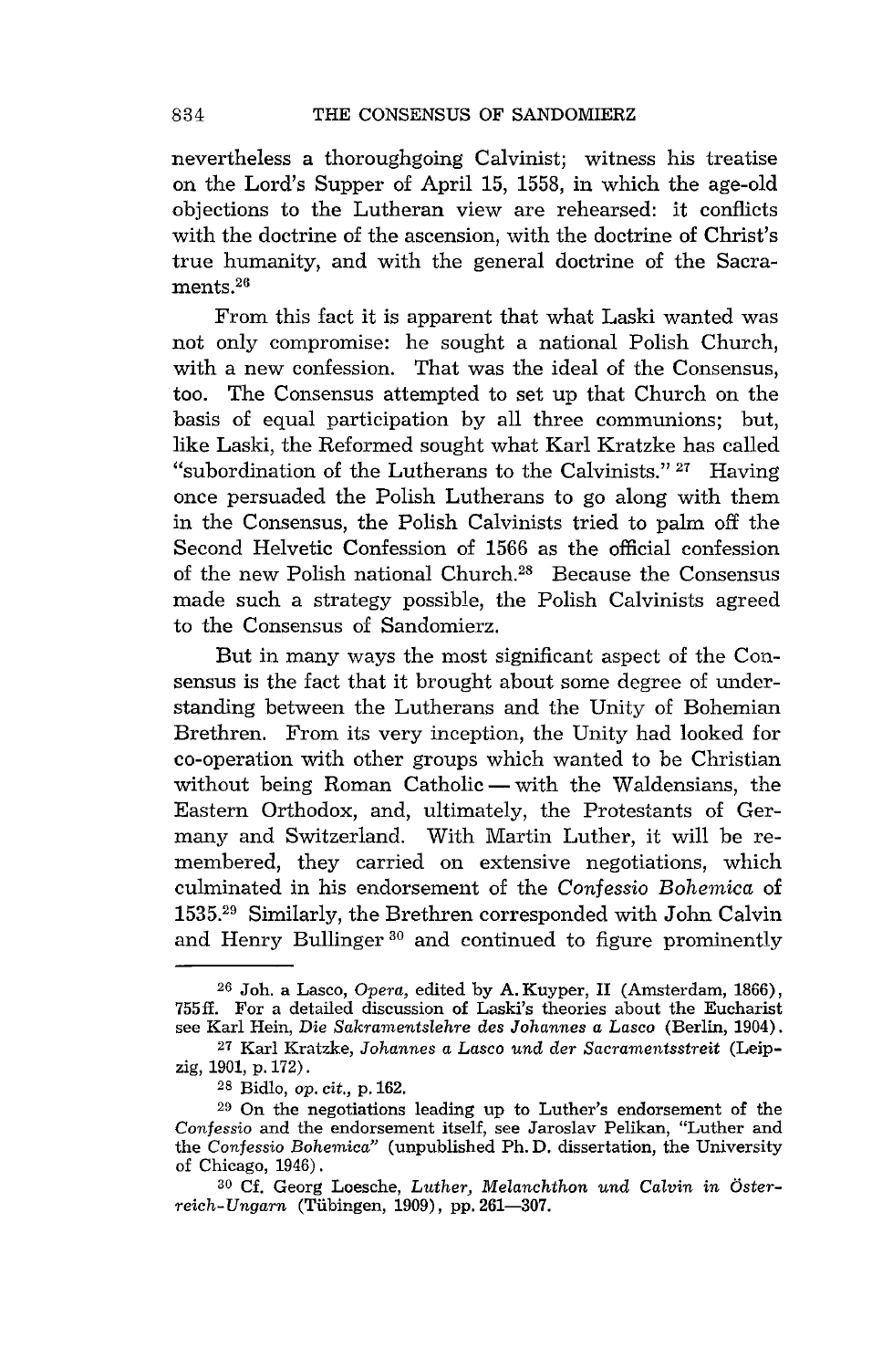nevertheless a thoroughgoing Calvinist; witness his treatise on the Lord's Supper of April 15, 1558, in which the age-old objections to the Lutheran view are rehearsed: it conflicts with the doctrine of the ascension, with the doctrine of Christ's true humanity, and with the general doctrine of the Sacraments.[26]

From this fact it is apparent that what Laski wanted was not only compromise: he sought a national Polish Church, with a new confession. That was the ideal of the Consensus, too. The Consensus attempted to set up that Church on the basis of equal participation by all three communions; but, like Laski, the Reformed sought what Karl Kratzke has called "subordination of the Lutherans to the Calvinists."[27] Having once persuaded the Polish Lutherans to go along with them in the Consensus, the Polish Calvinists tried to palm off the Second Helvetic Confession of 1566 as the official confession of the new Polish national Church.[28] Because the Consensus made such a strategy possible, the Polish Calvinists agreed to the Consensus of Sandomierz.

But in many ways the most significant aspect of the Consensus is the fact that it brought about some degree of understanding between the Lutherans and the Unity of Bohemian Brethren. From its very inception, the Unity had looked for co-operation with other groups which wanted to be Christian without being Roman Catholic — with the Waldensians, the Eastern Orthodox, and, ultimately, the Protestants of Germany and Switzerland. With Martin Luther, it will be remembered, they carried on extensive negotiations, which culminated in his endorsement of the *Confessio Bohemica* of 1535.[29] Similarly, the Brethren corresponded with John Calvin and Henry Bullinger[30] and continued to figure prominently

---

[26] Joh. a Lasco, *Opera*, edited by A. Kuyper, II (Amsterdam, 1866), 755ff. For a detailed discussion of Laski's theories about the Eucharist see Karl Hein, *Die Sakramentslehre des Johannes a Lasco* (Berlin, 1904).

[27] Karl Kratzke, *Johannes a Lasco und der Sacramentsstreit* (Leipzig, 1901, p. 172).

[28] Bidlo, *op. cit.*, p. 162.

[29] On the negotiations leading up to Luther's endorsement of the *Confessio* and the endorsement itself, see Jaroslav Pelikan, "Luther and the *Confessio Bohemica*" (unpublished Ph. D. dissertation, the University of Chicago, 1946).

[30] Cf. Georg Loesche, *Luther, Melanchthon und Calvin in Österreich-Ungarn* (Tübingen, 1909), pp. 261—307.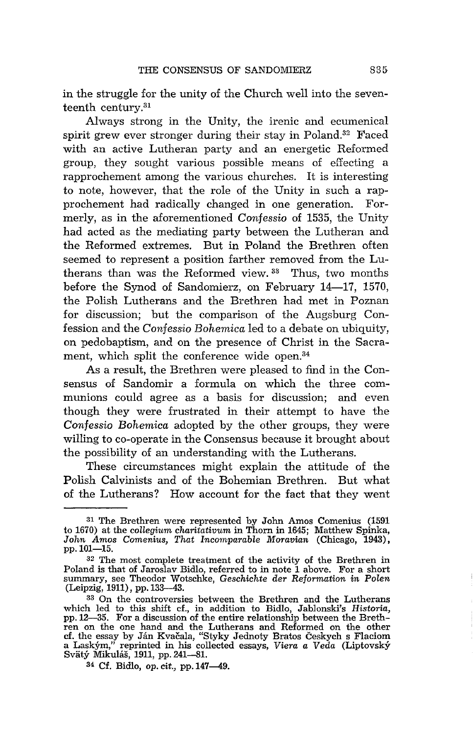in the struggle for the unity of the Church well into the seventeenth century.[31]

Always strong in the Unity, the irenic and ecumenical spirit grew ever stronger during their stay in Poland.[32] Faced with an active Lutheran party and an energetic Reformed group, they sought various possible means of effecting a rapprochement among the various churches. It is interesting to note, however, that the role of the Unity in such a rapprochement had radically changed in one generation. Formerly, as in the aforementioned *Confessio* of 1535, the Unity had acted as the mediating party between the Lutheran and the Reformed extremes. But in Poland the Brethren often seemed to represent a position farther removed from the Lutherans than was the Reformed view.[33] Thus, two months before the Synod of Sandomierz, on February 14—17, 1570, the Polish Lutherans and the Brethren had met in Poznan for discussion; but the comparison of the Augsburg Confession and the *Confessio Bohemica* led to a debate on ubiquity, on pedobaptism, and on the presence of Christ in the Sacrament, which split the conference wide open.[34]

As a result, the Brethren were pleased to find in the Consensus of Sandomir a formula on which the three communions could agree as a basis for discussion; and even though they were frustrated in their attempt to have the *Confessio Bohemica* adopted by the other groups, they were willing to co-operate in the Consensus because it brought about the possibility of an understanding with the Lutherans.

These circumstances might explain the attitude of the Polish Calvinists and of the Bohemian Brethren. But what of the Lutherans? How account for the fact that they went

---

[31] The Brethren were represented by John Amos Comenius (1591 to 1670) at the *collegium charitativum* in Thorn in 1645; Matthew Spinka, *John Amos Comenius, That Incomparable Moravian* (Chicago, 1943), pp. 101—15.

[32] The most complete treatment of the activity of the Brethren in Poland is that of Jaroslav Bidlo, referred to in note 1 above. For a short summary, see Theodor Wotschke, *Geschichte der Reformation in Polen* (Leipzig, 1911), pp. 133—43.

[33] On the controversies between the Brethren and the Lutherans which led to this shift cf., in addition to Bidlo, Jablonski's *Historia*, pp. 12—35. For a discussion of the entire relationship between the Brethren on the one hand and the Lutherans and Reformed on the other cf. the essay by Ján Kvačala, "Styky Jednoty Bratos Českych s Flaciom a Laským," reprinted in his collected essays, *Viera a Veda* (Liptovský Svätý Mikuláš, 1911, pp. 241—81.

[34] Cf. Bidlo, *op. cit.*, pp. 147—49.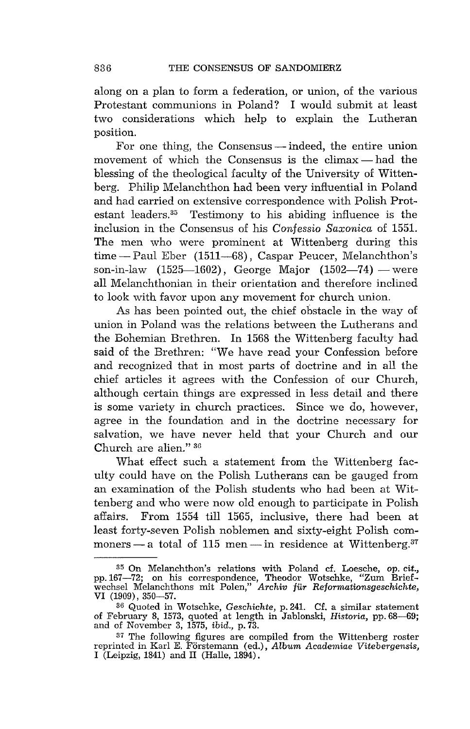along on a plan to form a federation, or union, of the various Protestant communions in Poland? I would submit at least two considerations which help to explain the Lutheran position.

For one thing, the Consensus — indeed, the entire union movement of which the Consensus is the climax — had the blessing of the theological faculty of the University of Wittenberg. Philip Melanchthon had been very influential in Poland and had carried on extensive correspondence with Polish Protestant leaders.[35] Testimony to his abiding influence is the inclusion in the Consensus of his *Confessio Saxonica* of 1551. The men who were prominent at Wittenberg during this time — Paul Eber (1511—68), Caspar Peucer, Melanchthon's son-in-law (1525—1602), George Major (1502—74) — were all Melanchthonian in their orientation and therefore inclined to look with favor upon any movement for church union.

As has been pointed out, the chief obstacle in the way of union in Poland was the relations between the Lutherans and the Bohemian Brethren. In 1568 the Wittenberg faculty had said of the Brethren: "We have read your Confession before and recognized that in most parts of doctrine and in all the chief articles it agrees with the Confession of our Church, although certain things are expressed in less detail and there is some variety in church practices. Since we do, however, agree in the foundation and in the doctrine necessary for salvation, we have never held that your Church and our Church are alien."[36]

What effect such a statement from the Wittenberg faculty could have on the Polish Lutherans can be gauged from an examination of the Polish students who had been at Wittenberg and who were now old enough to participate in Polish affairs. From 1554 till 1565, inclusive, there had been at least forty-seven Polish noblemen and sixty-eight Polish commoners — a total of 115 men — in residence at Wittenberg.[37]

---

[35] On Melanchthon's relations with Poland cf. Loesche, *op. cit.*, pp. 167—72; on his correspondence, Theodor Wotschke, "Zum Briefwechsel Melanchthons mit Polen," *Archiv für Reformationsgeschichte*, VI (1909), 350—57.

[36] Quoted in Wotschke, *Geschichte*, p. 241. Cf. a similar statement of February 8, 1573, quoted at length in Jablonski, *Historia*, pp. 68—69; and of November 3, 1575, *ibid.*, p. 73.

[37] The following figures are compiled from the Wittenberg roster reprinted in Karl E. Förstemann (ed.), *Album Academiae Vitebergensis*, I (Leipzig, 1841) and II (Halle, 1894).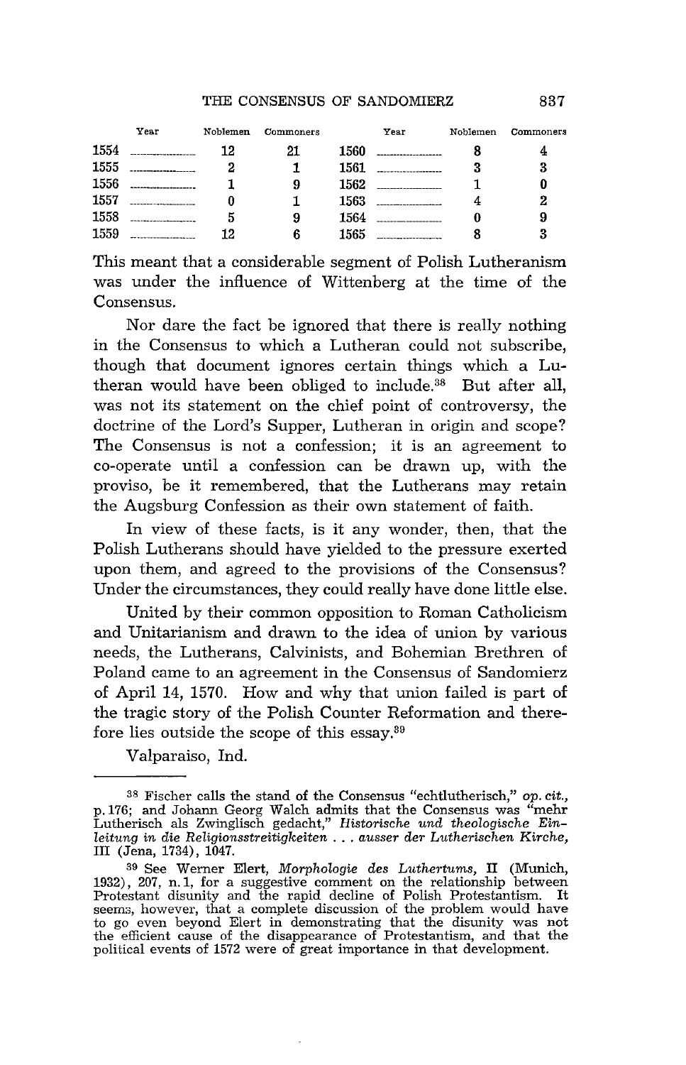| Year | Noblemen | Commoners | Year | Noblemen | Commoners |
|---|---|---|---|---|---|
| 1554 | 12 | 21 | 1560 | 8 | 4 |
| 1555 | 2 | 1 | 1561 | 3 | 3 |
| 1556 | 1 | 9 | 1562 | 1 | 0 |
| 1557 | 0 | 1 | 1563 | 4 | 2 |
| 1558 | 5 | 9 | 1564 | 0 | 9 |
| 1559 | 12 | 6 | 1565 | 8 | 3 |

This meant that a considerable segment of Polish Lutheranism was under the influence of Wittenberg at the time of the Consensus.

Nor dare the fact be ignored that there is really nothing in the Consensus to which a Lutheran could not subscribe, though that document ignores certain things which a Lutheran would have been obliged to include.[38] But after all, was not its statement on the chief point of controversy, the doctrine of the Lord's Supper, Lutheran in origin and scope? The Consensus is not a confession; it is an agreement to co-operate until a confession can be drawn up, with the proviso, be it remembered, that the Lutherans may retain the Augsburg Confession as their own statement of faith.

In view of these facts, is it any wonder, then, that the Polish Lutherans should have yielded to the pressure exerted upon them, and agreed to the provisions of the Consensus? Under the circumstances, they could really have done little else.

United by their common opposition to Roman Catholicism and Unitarianism and drawn to the idea of union by various needs, the Lutherans, Calvinists, and Bohemian Brethren of Poland came to an agreement in the Consensus of Sandomierz of April 14, 1570. How and why that union failed is part of the tragic story of the Polish Counter Reformation and therefore lies outside the scope of this essay.[39]

Valparaiso, Ind.

---

[38] Fischer calls the stand of the Consensus "echtlutherisch," *op. cit.*, p. 176; and Johann Georg Walch admits that the Consensus was "mehr Lutherisch als Zwinglisch gedacht," *Historische und theologische Einleitung in die Religionsstreitigkeiten . . . ausser der Lutherischen Kirche*, III (Jena, 1734), 1047.

[39] See Werner Elert, *Morphologie des Luthertums*, II (Munich, 1932), 207, n. 1, for a suggestive comment on the relationship between Protestant disunity and the rapid decline of Polish Protestantism. It seems, however, that a complete discussion of the problem would have to go even beyond Elert in demonstrating that the disunity was not the efficient cause of the disappearance of Protestantism, and that the political events of 1572 were of great importance in that development.